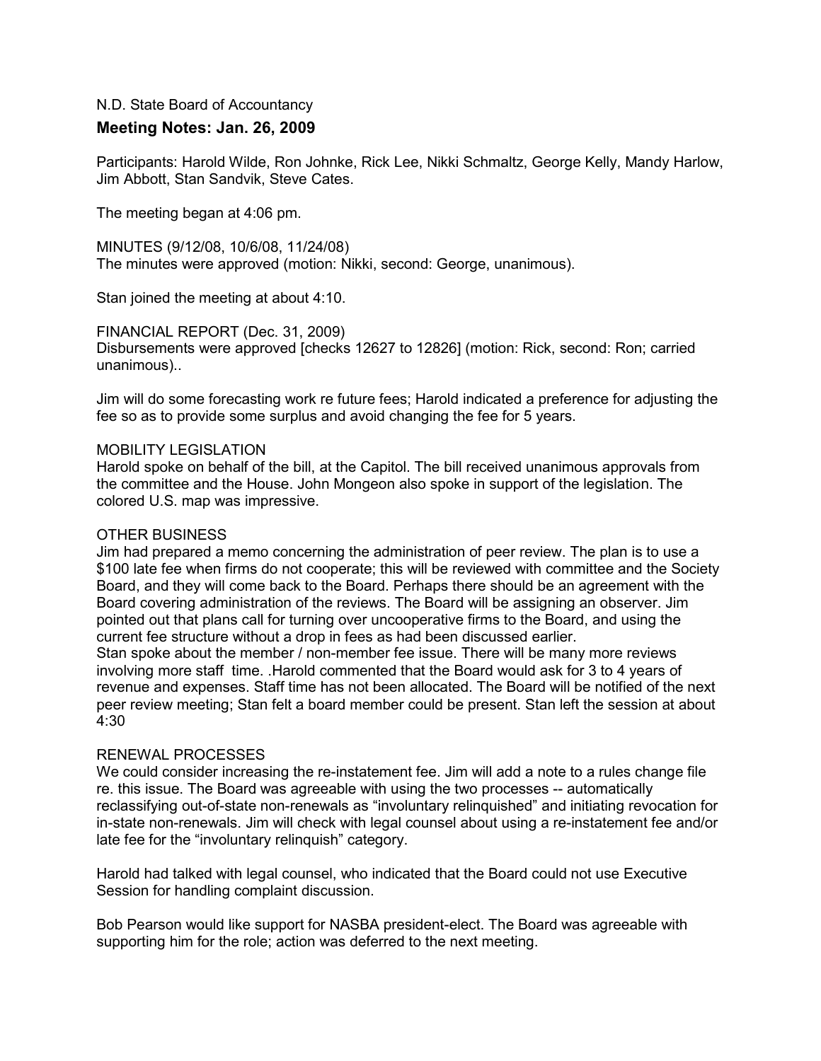N.D. State Board of Accountancy

## Meeting Notes: Jan. 26, 2009

Participants: Harold Wilde, Ron Johnke, Rick Lee, Nikki Schmaltz, George Kelly, Mandy Harlow, Jim Abbott, Stan Sandvik, Steve Cates.

The meeting began at 4:06 pm.

MINUTES (9/12/08, 10/6/08, 11/24/08)
The minutes were approved (motion: Nikki, second: George, unanimous).

Stan joined the meeting at about 4:10.

FINANCIAL REPORT (Dec. 31, 2009)
Disbursements were approved [checks 12627 to 12826] (motion: Rick, second: Ron; carried unanimous)..

Jim will do some forecasting work re future fees; Harold indicated a preference for adjusting the fee so as to provide some surplus and avoid changing the fee for 5 years.

MOBILITY LEGISLATION
Harold spoke on behalf of the bill, at the Capitol. The bill received unanimous approvals from the committee and the House. John Mongeon also spoke in support of the legislation. The colored U.S. map was impressive.

OTHER BUSINESS
Jim had prepared a memo concerning the administration of peer review. The plan is to use a $100 late fee when firms do not cooperate; this will be reviewed with committee and the Society Board, and they will come back to the Board. Perhaps there should be an agreement with the Board covering administration of the reviews. The Board will be assigning an observer. Jim pointed out that plans call for turning over uncooperative firms to the Board, and using the current fee structure without a drop in fees as had been discussed earlier.
Stan spoke about the member / non-member fee issue. There will be many more reviews involving more staff time. .Harold commented that the Board would ask for 3 to 4 years of revenue and expenses. Staff time has not been allocated. The Board will be notified of the next peer review meeting; Stan felt a board member could be present. Stan left the session at about 4:30

RENEWAL PROCESSES
We could consider increasing the re-instatement fee. Jim will add a note to a rules change file re. this issue. The Board was agreeable with using the two processes -- automatically reclassifying out-of-state non-renewals as "involuntary relinquished" and initiating revocation for in-state non-renewals. Jim will check with legal counsel about using a re-instatement fee and/or late fee for the "involuntary relinquish" category.

Harold had talked with legal counsel, who indicated that the Board could not use Executive Session for handling complaint discussion.

Bob Pearson would like support for NASBA president-elect. The Board was agreeable with supporting him for the role; action was deferred to the next meeting.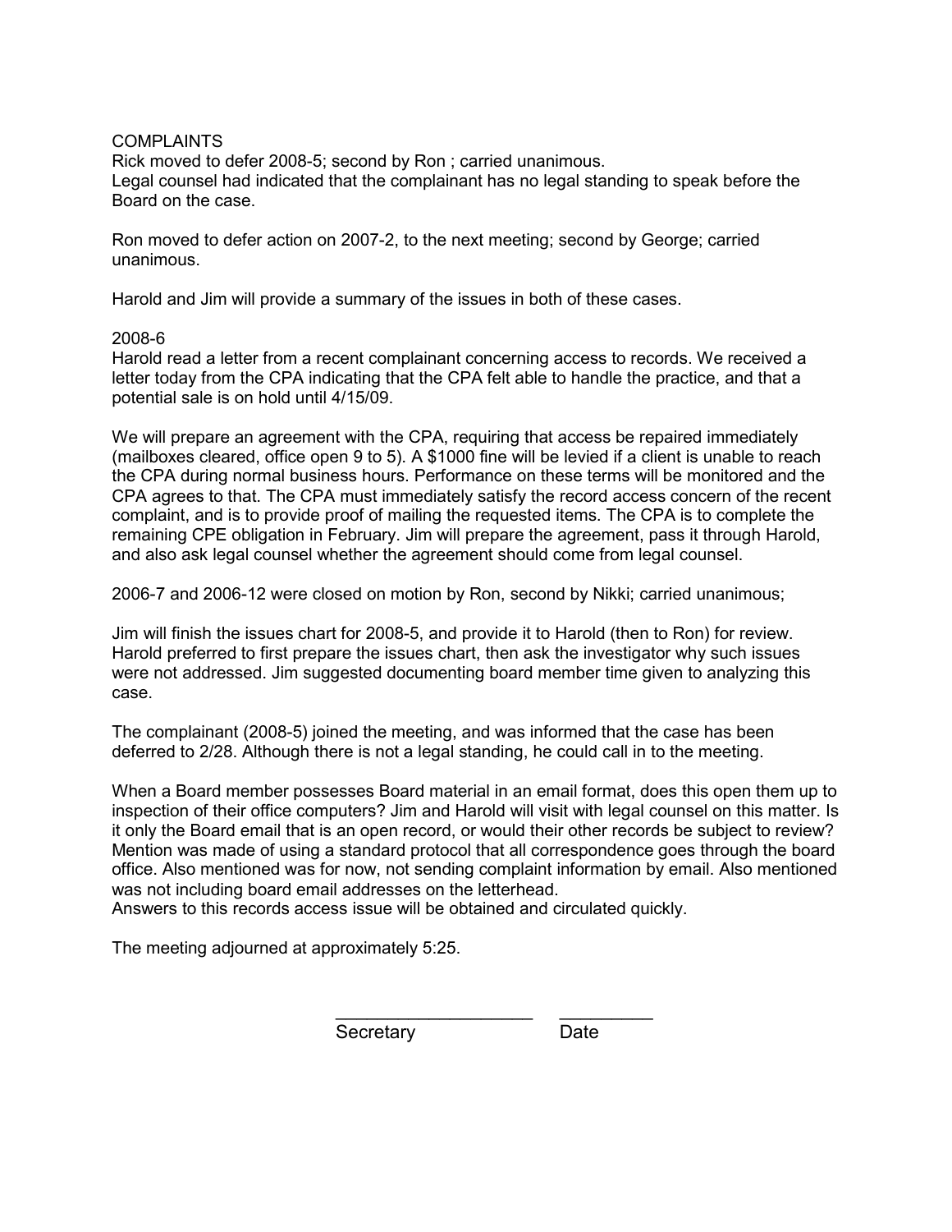## COMPLAINTS

Rick moved to defer 2008-5; second by Ron ; carried unanimous.
Legal counsel had indicated that the complainant has no legal standing to speak before the Board on the case.

Ron moved to defer action on 2007-2, to the next meeting; second by George; carried unanimous.

Harold and Jim will provide a summary of the issues in both of these cases.

2008-6
Harold read a letter from a recent complainant concerning access to records. We received a letter today from the CPA indicating that the CPA felt able to handle the practice, and that a potential sale is on hold until 4/15/09.

We will prepare an agreement with the CPA, requiring that access be repaired immediately (mailboxes cleared, office open 9 to 5). A $1000 fine will be levied if a client is unable to reach the CPA during normal business hours. Performance on these terms will be monitored and the CPA agrees to that. The CPA must immediately satisfy the record access concern of the recent complaint, and is to provide proof of mailing the requested items. The CPA is to complete the remaining CPE obligation in February. Jim will prepare the agreement, pass it through Harold, and also ask legal counsel whether the agreement should come from legal counsel.

2006-7 and 2006-12 were closed on motion by Ron, second by Nikki; carried unanimous;

Jim will finish the issues chart for 2008-5, and provide it to Harold (then to Ron) for review. Harold preferred to first prepare the issues chart, then ask the investigator why such issues were not addressed. Jim suggested documenting board member time given to analyzing this case.

The complainant (2008-5) joined the meeting, and was informed that the case has been deferred to 2/28. Although there is not a legal standing, he could call in to the meeting.

When a Board member possesses Board material in an email format, does this open them up to inspection of their office computers? Jim and Harold will visit with legal counsel on this matter. Is it only the Board email that is an open record, or would their other records be subject to review? Mention was made of using a standard protocol that all correspondence goes through the board office. Also mentioned was for now, not sending complaint information by email. Also mentioned was not including board email addresses on the letterhead.
Answers to this records access issue will be obtained and circulated quickly.

The meeting adjourned at approximately 5:25.

____________________ _________
Secretary Date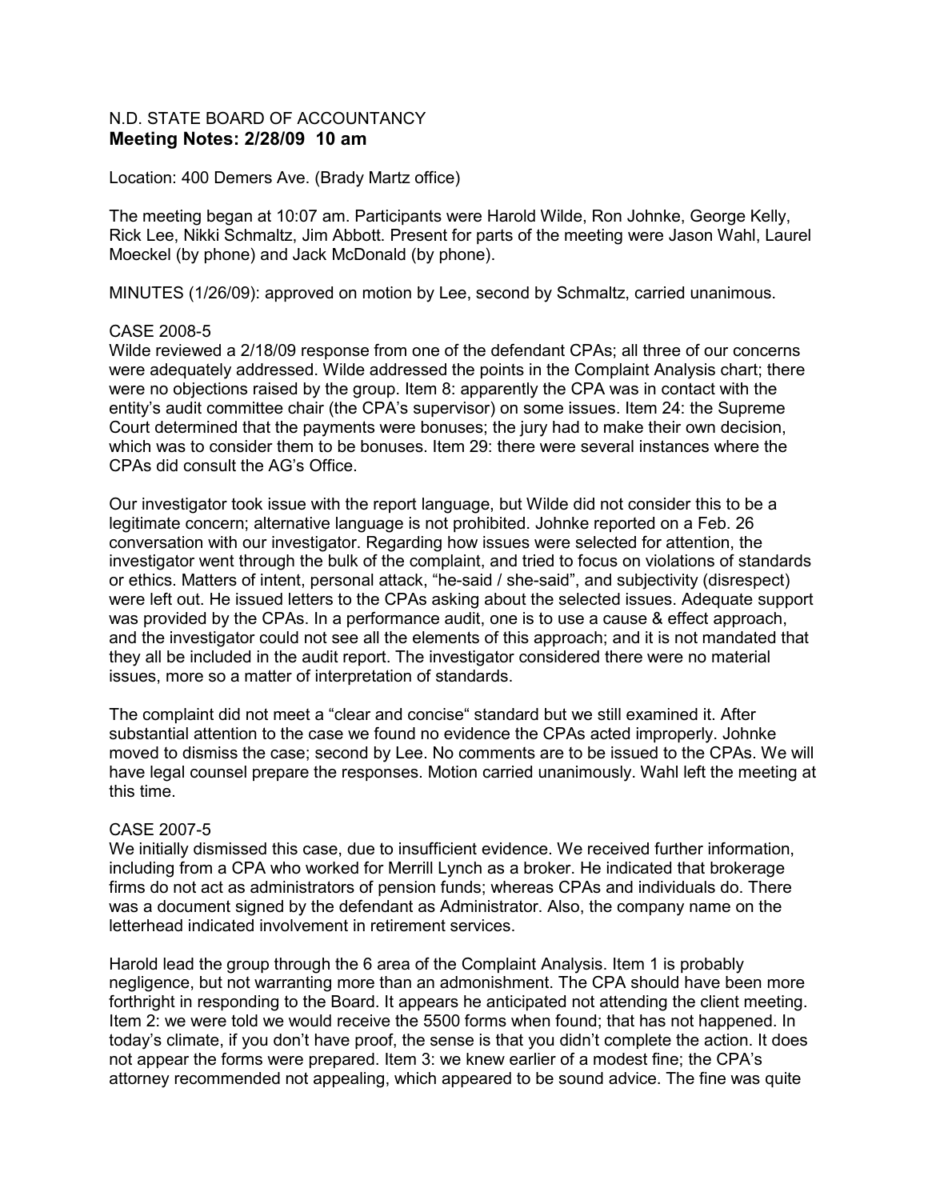N.D. STATE BOARD OF ACCOUNTANCY

**Meeting Notes: 2/28/09 10 am**

Location: 400 Demers Ave. (Brady Martz office)

The meeting began at 10:07 am. Participants were Harold Wilde, Ron Johnke, George Kelly, Rick Lee, Nikki Schmaltz, Jim Abbott. Present for parts of the meeting were Jason Wahl, Laurel Moeckel (by phone) and Jack McDonald (by phone).

MINUTES (1/26/09): approved on motion by Lee, second by Schmaltz, carried unanimous.

CASE 2008-5

Wilde reviewed a 2/18/09 response from one of the defendant CPAs; all three of our concerns were adequately addressed. Wilde addressed the points in the Complaint Analysis chart; there were no objections raised by the group. Item 8: apparently the CPA was in contact with the entity's audit committee chair (the CPA's supervisor) on some issues. Item 24: the Supreme Court determined that the payments were bonuses; the jury had to make their own decision, which was to consider them to be bonuses. Item 29: there were several instances where the CPAs did consult the AG's Office.

Our investigator took issue with the report language, but Wilde did not consider this to be a legitimate concern; alternative language is not prohibited. Johnke reported on a Feb. 26 conversation with our investigator. Regarding how issues were selected for attention, the investigator went through the bulk of the complaint, and tried to focus on violations of standards or ethics. Matters of intent, personal attack, "he-said / she-said", and subjectivity (disrespect) were left out. He issued letters to the CPAs asking about the selected issues. Adequate support was provided by the CPAs. In a performance audit, one is to use a cause & effect approach, and the investigator could not see all the elements of this approach; and it is not mandated that they all be included in the audit report. The investigator considered there were no material issues, more so a matter of interpretation of standards.

The complaint did not meet a "clear and concise" standard but we still examined it. After substantial attention to the case we found no evidence the CPAs acted improperly. Johnke moved to dismiss the case; second by Lee. No comments are to be issued to the CPAs. We will have legal counsel prepare the responses. Motion carried unanimously. Wahl left the meeting at this time.

CASE 2007-5

We initially dismissed this case, due to insufficient evidence. We received further information, including from a CPA who worked for Merrill Lynch as a broker. He indicated that brokerage firms do not act as administrators of pension funds; whereas CPAs and individuals do. There was a document signed by the defendant as Administrator. Also, the company name on the letterhead indicated involvement in retirement services.

Harold lead the group through the 6 area of the Complaint Analysis. Item 1 is probably negligence, but not warranting more than an admonishment. The CPA should have been more forthright in responding to the Board. It appears he anticipated not attending the client meeting. Item 2: we were told we would receive the 5500 forms when found; that has not happened. In today's climate, if you don't have proof, the sense is that you didn't complete the action. It does not appear the forms were prepared. Item 3: we knew earlier of a modest fine; the CPA's attorney recommended not appealing, which appeared to be sound advice. The fine was quite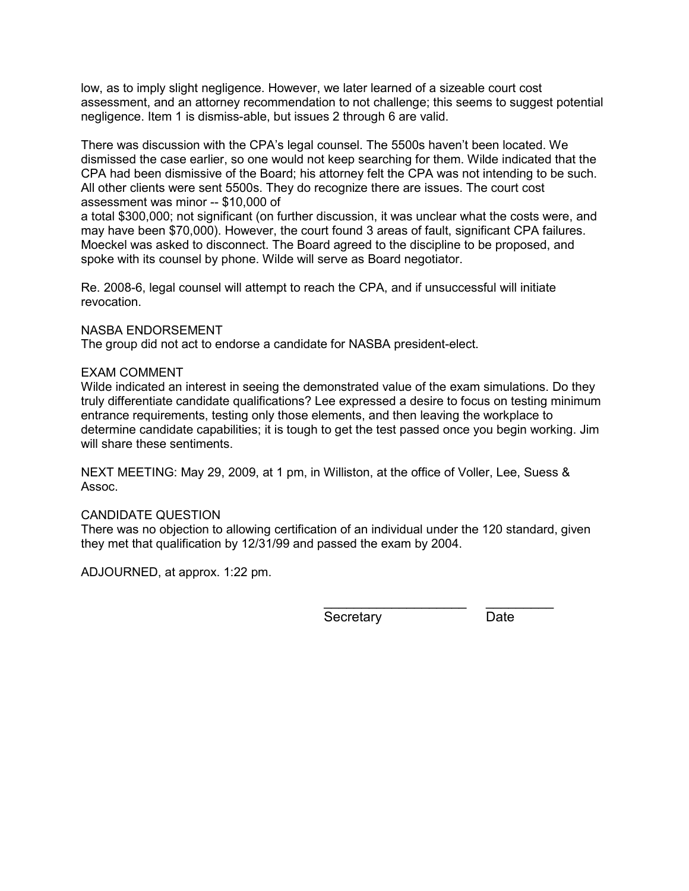low, as to imply slight negligence. However, we later learned of a sizeable court cost assessment, and an attorney recommendation to not challenge; this seems to suggest potential negligence. Item 1 is dismiss-able, but issues 2 through 6 are valid.

There was discussion with the CPA's legal counsel. The 5500s haven't been located. We dismissed the case earlier, so one would not keep searching for them. Wilde indicated that the CPA had been dismissive of the Board; his attorney felt the CPA was not intending to be such. All other clients were sent 5500s. They do recognize there are issues. The court cost assessment was minor -- $10,000 of
a total $300,000; not significant (on further discussion, it was unclear what the costs were, and may have been $70,000). However, the court found 3 areas of fault, significant CPA failures. Moeckel was asked to disconnect. The Board agreed to the discipline to be proposed, and spoke with its counsel by phone. Wilde will serve as Board negotiator.

Re. 2008-6, legal counsel will attempt to reach the CPA, and if unsuccessful will initiate revocation.

NASBA ENDORSEMENT
The group did not act to endorse a candidate for NASBA president-elect.

EXAM COMMENT
Wilde indicated an interest in seeing the demonstrated value of the exam simulations. Do they truly differentiate candidate qualifications? Lee expressed a desire to focus on testing minimum entrance requirements, testing only those elements, and then leaving the workplace to determine candidate capabilities; it is tough to get the test passed once you begin working. Jim will share these sentiments.

NEXT MEETING: May 29, 2009, at 1 pm, in Williston, at the office of Voller, Lee, Suess & Assoc.

CANDIDATE QUESTION
There was no objection to allowing certification of an individual under the 120 standard, given they met that qualification by 12/31/99 and passed the exam by 2004.

ADJOURNED, at approx. 1:22 pm.

\_\_\_\_\_\_\_\_\_\_\_\_\_\_\_\_\_\_\_\_ \_\_\_\_\_\_\_\_\_\_
Secretary Date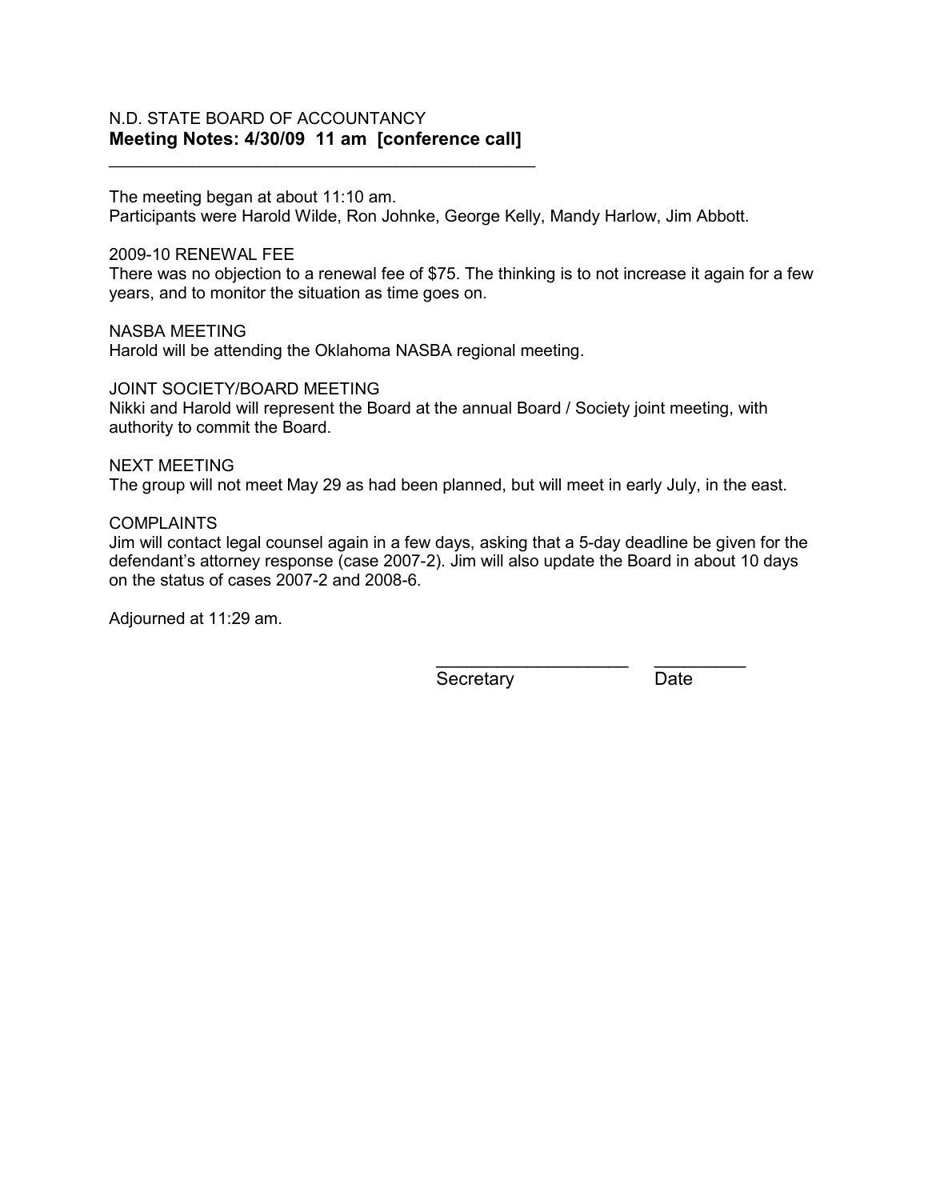N.D. STATE BOARD OF ACCOUNTANCY

**Meeting Notes: 4/30/09 11 am [conference call]**

---

The meeting began at about 11:10 am.
Participants were Harold Wilde, Ron Johnke, George Kelly, Mandy Harlow, Jim Abbott.

2009-10 RENEWAL FEE
There was no objection to a renewal fee of $75. The thinking is to not increase it again for a few years, and to monitor the situation as time goes on.

NASBA MEETING
Harold will be attending the Oklahoma NASBA regional meeting.

JOINT SOCIETY/BOARD MEETING
Nikki and Harold will represent the Board at the annual Board / Society joint meeting, with authority to commit the Board.

NEXT MEETING
The group will not meet May 29 as had been planned, but will meet in early July, in the east.

COMPLAINTS
Jim will contact legal counsel again in a few days, asking that a 5-day deadline be given for the defendant's attorney response (case 2007-2). Jim will also update the Board in about 10 days on the status of cases 2007-2 and 2008-6.

Adjourned at 11:29 am.

____________________ __________
Secretary Date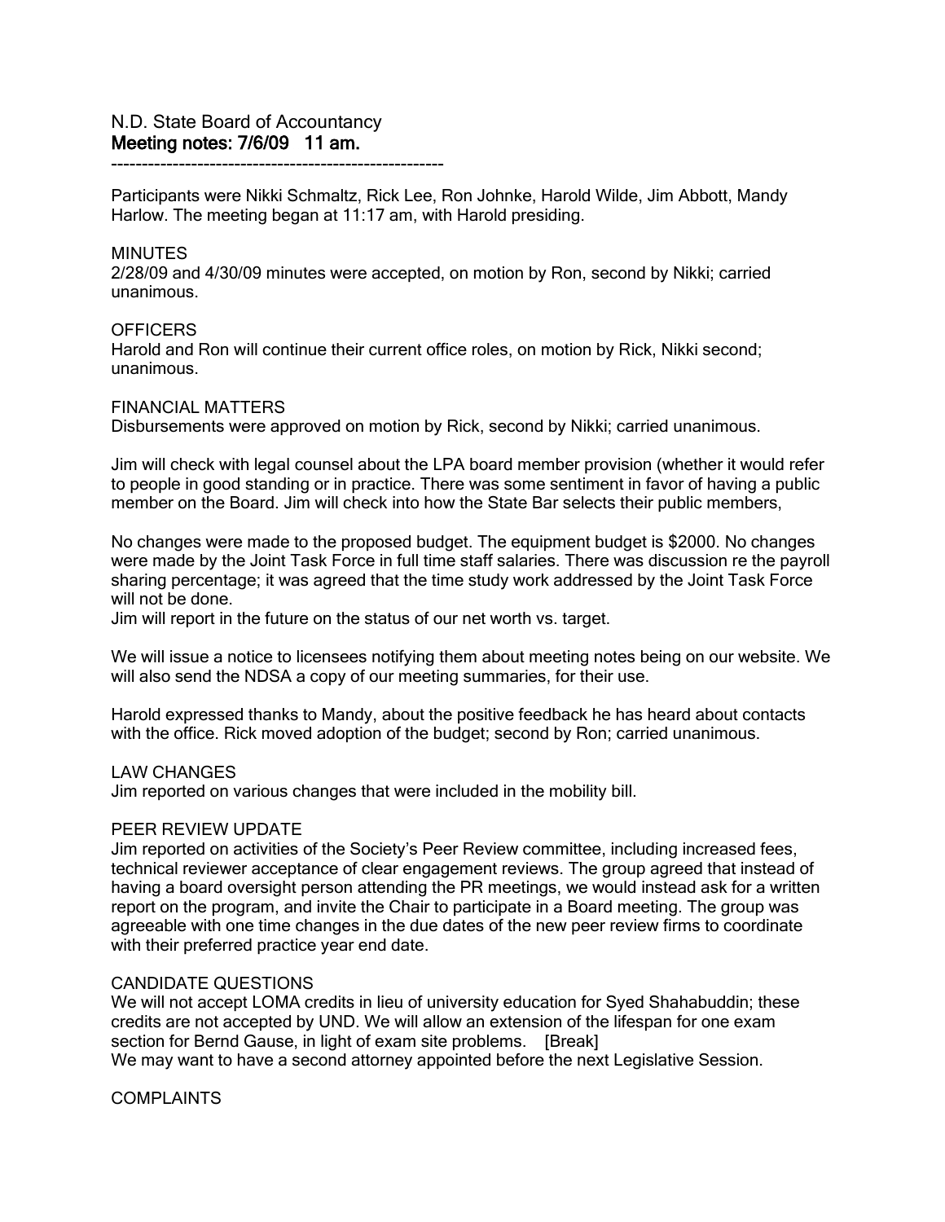N.D. State Board of Accountancy
**Meeting notes: 7/6/09 11 am.**

-------------------------------------------------------

Participants were Nikki Schmaltz, Rick Lee, Ron Johnke, Harold Wilde, Jim Abbott, Mandy Harlow. The meeting began at 11:17 am, with Harold presiding.

MINUTES
2/28/09 and 4/30/09 minutes were accepted, on motion by Ron, second by Nikki; carried unanimous.

OFFICERS
Harold and Ron will continue their current office roles, on motion by Rick, Nikki second; unanimous.

FINANCIAL MATTERS
Disbursements were approved on motion by Rick, second by Nikki; carried unanimous.

Jim will check with legal counsel about the LPA board member provision (whether it would refer to people in good standing or in practice. There was some sentiment in favor of having a public member on the Board. Jim will check into how the State Bar selects their public members,

No changes were made to the proposed budget. The equipment budget is $2000. No changes were made by the Joint Task Force in full time staff salaries. There was discussion re the payroll sharing percentage; it was agreed that the time study work addressed by the Joint Task Force will not be done.
Jim will report in the future on the status of our net worth vs. target.

We will issue a notice to licensees notifying them about meeting notes being on our website. We will also send the NDSA a copy of our meeting summaries, for their use.

Harold expressed thanks to Mandy, about the positive feedback he has heard about contacts with the office. Rick moved adoption of the budget; second by Ron; carried unanimous.

LAW CHANGES
Jim reported on various changes that were included in the mobility bill.

PEER REVIEW UPDATE
Jim reported on activities of the Society's Peer Review committee, including increased fees, technical reviewer acceptance of clear engagement reviews. The group agreed that instead of having a board oversight person attending the PR meetings, we would instead ask for a written report on the program, and invite the Chair to participate in a Board meeting. The group was agreeable with one time changes in the due dates of the new peer review firms to coordinate with their preferred practice year end date.

CANDIDATE QUESTIONS
We will not accept LOMA credits in lieu of university education for Syed Shahabuddin; these credits are not accepted by UND. We will allow an extension of the lifespan for one exam section for Bernd Gause, in light of exam site problems. [Break]
We may want to have a second attorney appointed before the next Legislative Session.

COMPLAINTS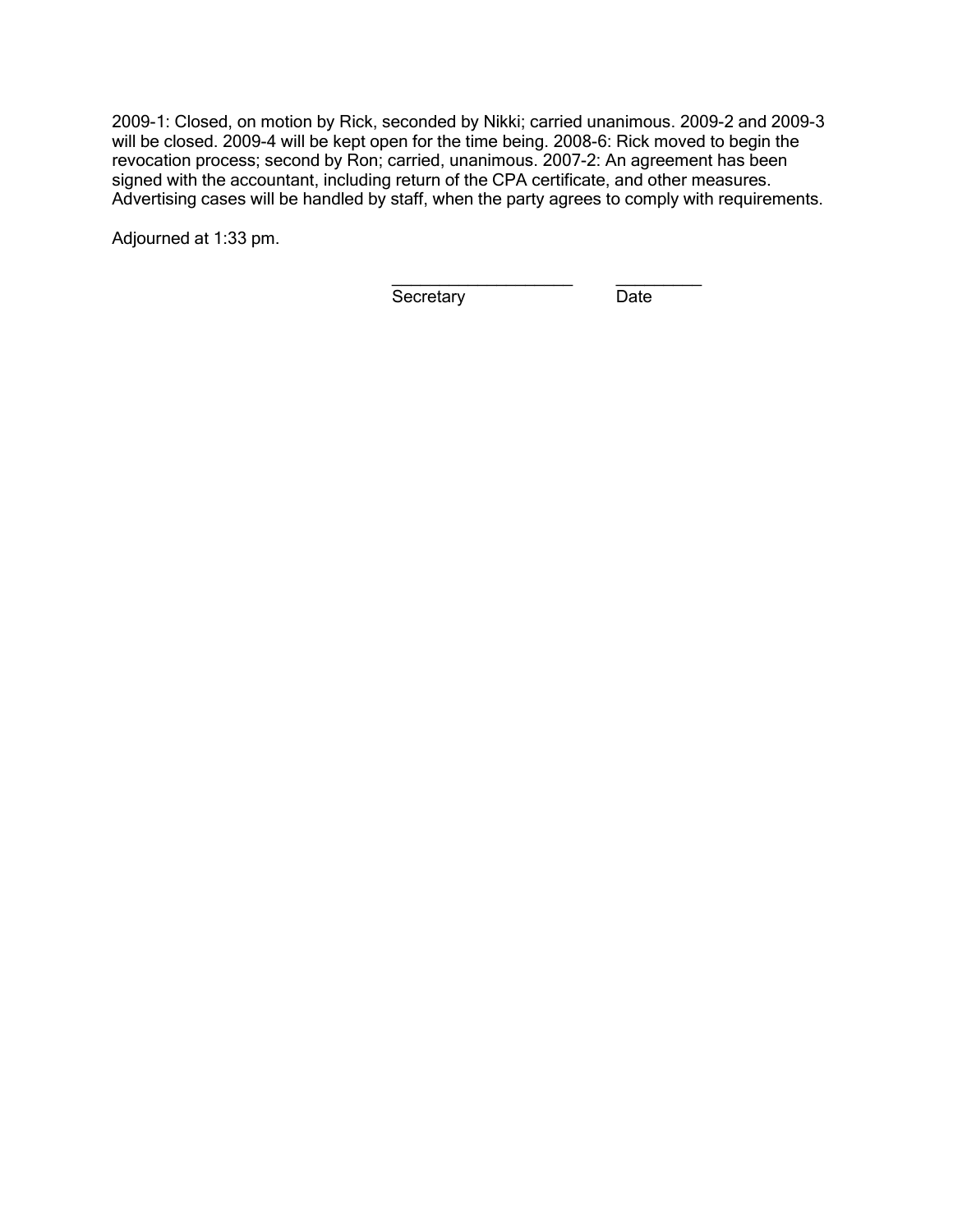2009-1: Closed, on motion by Rick, seconded by Nikki; carried unanimous. 2009-2 and 2009-3 will be closed. 2009-4 will be kept open for the time being. 2008-6: Rick moved to begin the revocation process; second by Ron; carried, unanimous. 2007-2: An agreement has been signed with the accountant, including return of the CPA certificate, and other measures. Advertising cases will be handled by staff, when the party agrees to comply with requirements.

Adjourned at 1:33 pm.

____________________ __________
Secretary Date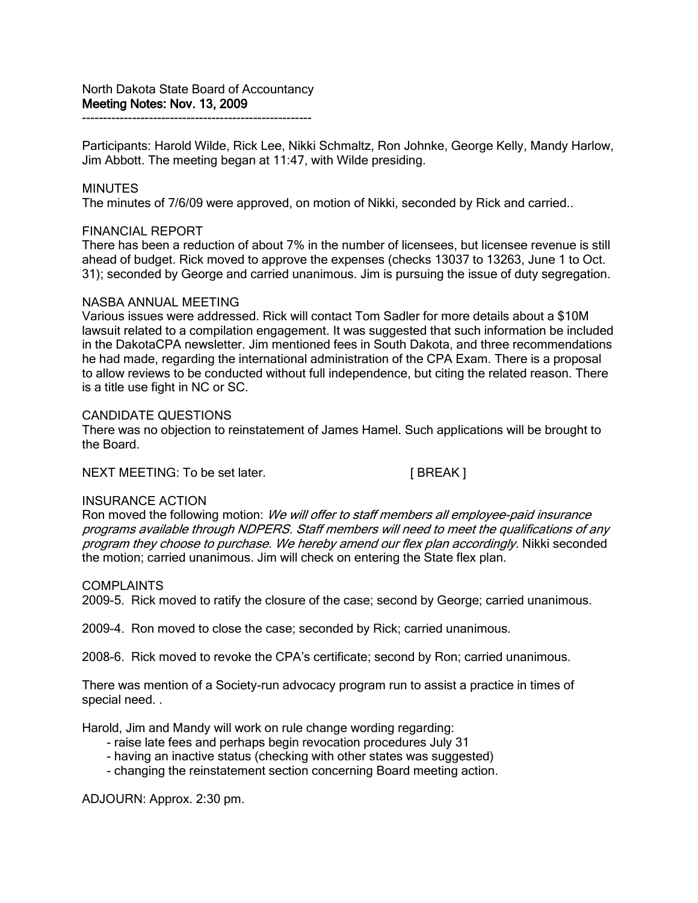North Dakota State Board of Accountancy

**Meeting Notes: Nov. 13, 2009**

---

Participants: Harold Wilde, Rick Lee, Nikki Schmaltz, Ron Johnke, George Kelly, Mandy Harlow, Jim Abbott. The meeting began at 11:47, with Wilde presiding.

MINUTES

The minutes of 7/6/09 were approved, on motion of Nikki, seconded by Rick and carried..

FINANCIAL REPORT

There has been a reduction of about 7% in the number of licensees, but licensee revenue is still ahead of budget. Rick moved to approve the expenses (checks 13037 to 13263, June 1 to Oct. 31); seconded by George and carried unanimous. Jim is pursuing the issue of duty segregation.

NASBA ANNUAL MEETING

Various issues were addressed. Rick will contact Tom Sadler for more details about a $10M lawsuit related to a compilation engagement. It was suggested that such information be included in the DakotaCPA newsletter. Jim mentioned fees in South Dakota, and three recommendations he had made, regarding the international administration of the CPA Exam. There is a proposal to allow reviews to be conducted without full independence, but citing the related reason. There is a title use fight in NC or SC.

CANDIDATE QUESTIONS

There was no objection to reinstatement of James Hamel. Such applications will be brought to the Board.

NEXT MEETING: To be set later. [ BREAK ]

INSURANCE ACTION

Ron moved the following motion: *We will offer to staff members all employee-paid insurance programs available through NDPERS. Staff members will need to meet the qualifications of any program they choose to purchase. We hereby amend our flex plan accordingly.* Nikki seconded the motion; carried unanimous. Jim will check on entering the State flex plan.

COMPLAINTS

2009-5. Rick moved to ratify the closure of the case; second by George; carried unanimous.

2009-4. Ron moved to close the case; seconded by Rick; carried unanimous.

2008-6. Rick moved to revoke the CPA's certificate; second by Ron; carried unanimous.

There was mention of a Society-run advocacy program run to assist a practice in times of special need. .

Harold, Jim and Mandy will work on rule change wording regarding:

- raise late fees and perhaps begin revocation procedures July 31
- having an inactive status (checking with other states was suggested)
- changing the reinstatement section concerning Board meeting action.

ADJOURN: Approx. 2:30 pm.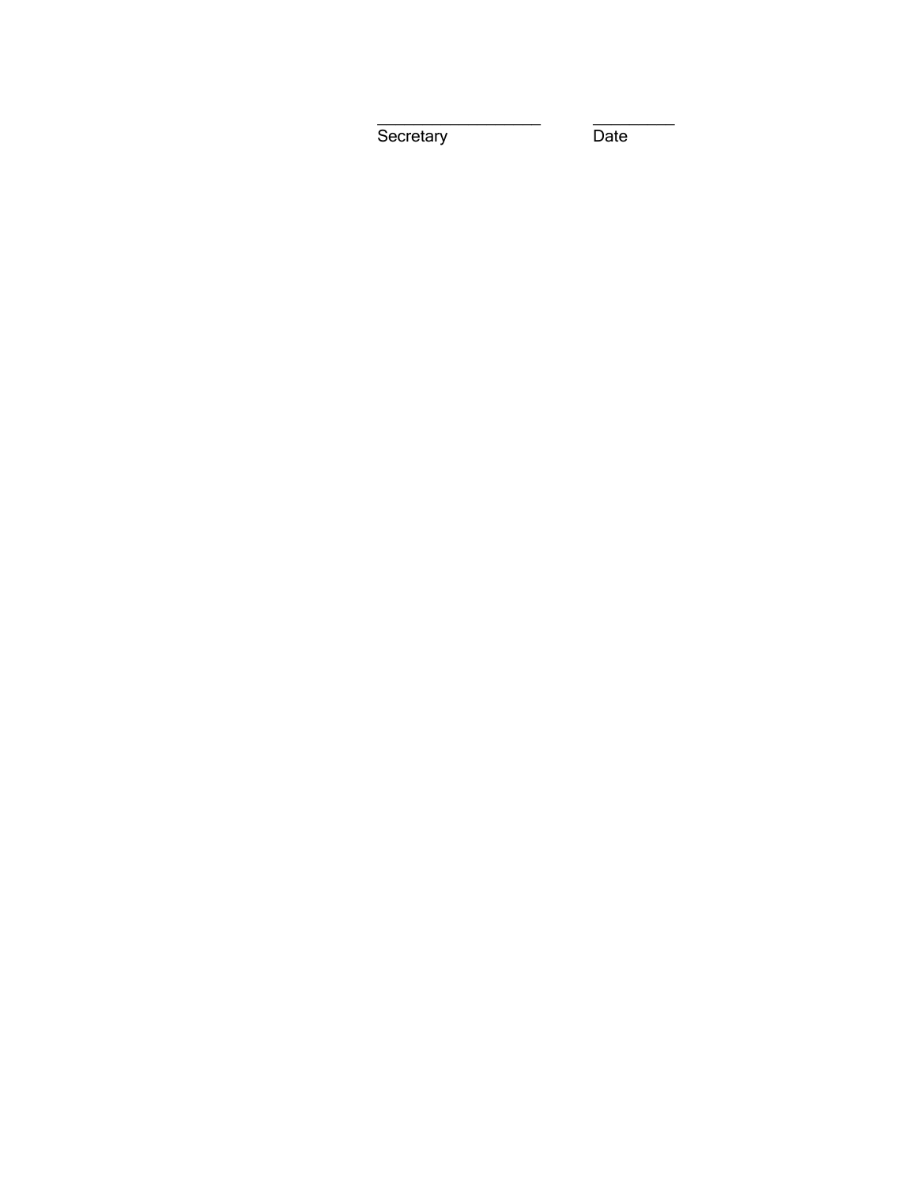\_\_\_\_\_\_\_\_\_\_\_\_\_\_\_\_\_\_\_\_ \_\_\_\_\_\_\_\_\_\_

Secretary Date

____________________          __________
Secretary                     Date